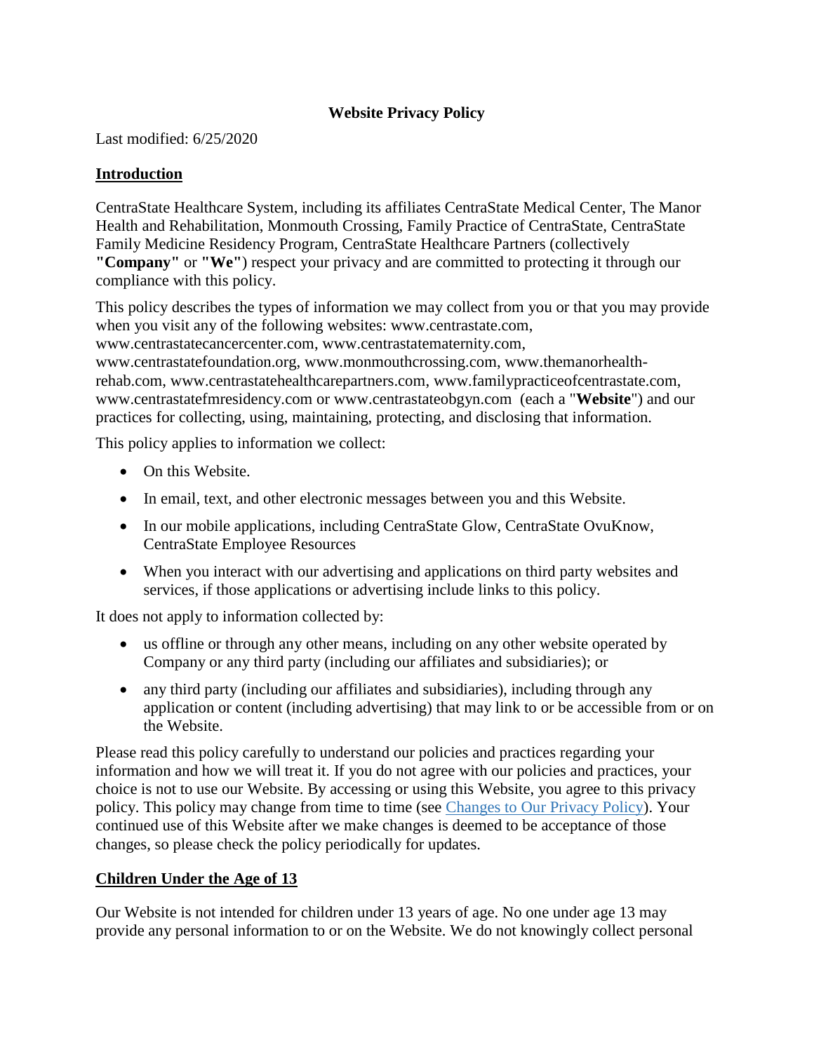# Website Privacy Policy

Last modified: 6/25/2020

## Introduction

CentraState Healthcare System, including its affiliates CentraState Medical Center, The Manor Health and Rehabilitation, Monmouth Crossing, Family Practice of CentraState, CentraState Family Medicine Residency Program, CentraState Healthcare Partners (collectively **"Company"** or **"We"**) respect your privacy and are committed to protecting it through our compliance with this policy.

This policy describes the types of information we may collect from you or that you may provide when you visit any of the following websites: www.centrastate.com, www.centrastatecancercenter.com, www.centrastatematernity.com, www.centrastatefoundation.org, www.monmouthcrossing.com, www.themanorhealth-rehab.com, www.centrastatehealthcarepartners.com, www.familypracticeofcentrastate.com, www.centrastatefmresidency.com or www.centrastateobgyn.com (each a "**Website**") and our practices for collecting, using, maintaining, protecting, and disclosing that information.

This policy applies to information we collect:

- On this Website.
- In email, text, and other electronic messages between you and this Website.
- In our mobile applications, including CentraState Glow, CentraState OvuKnow, CentraState Employee Resources
- When you interact with our advertising and applications on third party websites and services, if those applications or advertising include links to this policy.

It does not apply to information collected by:

- us offline or through any other means, including on any other website operated by Company or any third party (including our affiliates and subsidiaries); or
- any third party (including our affiliates and subsidiaries), including through any application or content (including advertising) that may link to or be accessible from or on the Website.

Please read this policy carefully to understand our policies and practices regarding your information and how we will treat it. If you do not agree with our policies and practices, your choice is not to use our Website. By accessing or using this Website, you agree to this privacy policy. This policy may change from time to time (see Changes to Our Privacy Policy). Your continued use of this Website after we make changes is deemed to be acceptance of those changes, so please check the policy periodically for updates.

## Children Under the Age of 13

Our Website is not intended for children under 13 years of age. No one under age 13 may provide any personal information to or on the Website. We do not knowingly collect personal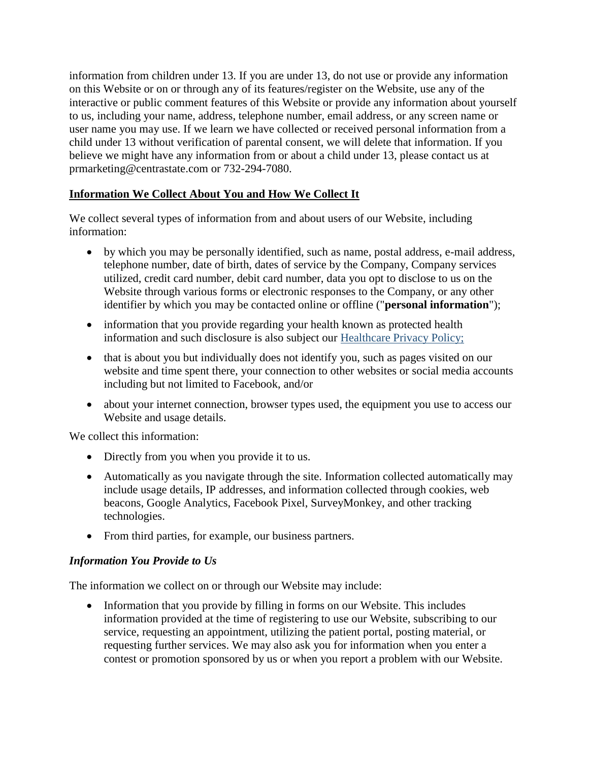information from children under 13. If you are under 13, do not use or provide any information on this Website or on or through any of its features/register on the Website, use any of the interactive or public comment features of this Website or provide any information about yourself to us, including your name, address, telephone number, email address, or any screen name or user name you may use. If we learn we have collected or received personal information from a child under 13 without verification of parental consent, we will delete that information. If you believe we might have any information from or about a child under 13, please contact us at prmarketing@centrastate.com or 732-294-7080.

## <u>Information We Collect About You and How We Collect It</u>

We collect several types of information from and about users of our Website, including information:

- by which you may be personally identified, such as name, postal address, e-mail address, telephone number, date of birth, dates of service by the Company, Company services utilized, credit card number, debit card number, data you opt to disclose to us on the Website through various forms or electronic responses to the Company, or any other identifier by which you may be contacted online or offline ("**personal information**");
- information that you provide regarding your health known as protected health information and such disclosure is also subject our Healthcare Privacy Policy;
- that is about you but individually does not identify you, such as pages visited on our website and time spent there, your connection to other websites or social media accounts including but not limited to Facebook, and/or
- about your internet connection, browser types used, the equipment you use to access our Website and usage details.

We collect this information:

- Directly from you when you provide it to us.
- Automatically as you navigate through the site. Information collected automatically may include usage details, IP addresses, and information collected through cookies, web beacons, Google Analytics, Facebook Pixel, SurveyMonkey, and other tracking technologies.
- From third parties, for example, our business partners.

### *Information You Provide to Us*

The information we collect on or through our Website may include:

- Information that you provide by filling in forms on our Website. This includes information provided at the time of registering to use our Website, subscribing to our service, requesting an appointment, utilizing the patient portal, posting material, or requesting further services. We may also ask you for information when you enter a contest or promotion sponsored by us or when you report a problem with our Website.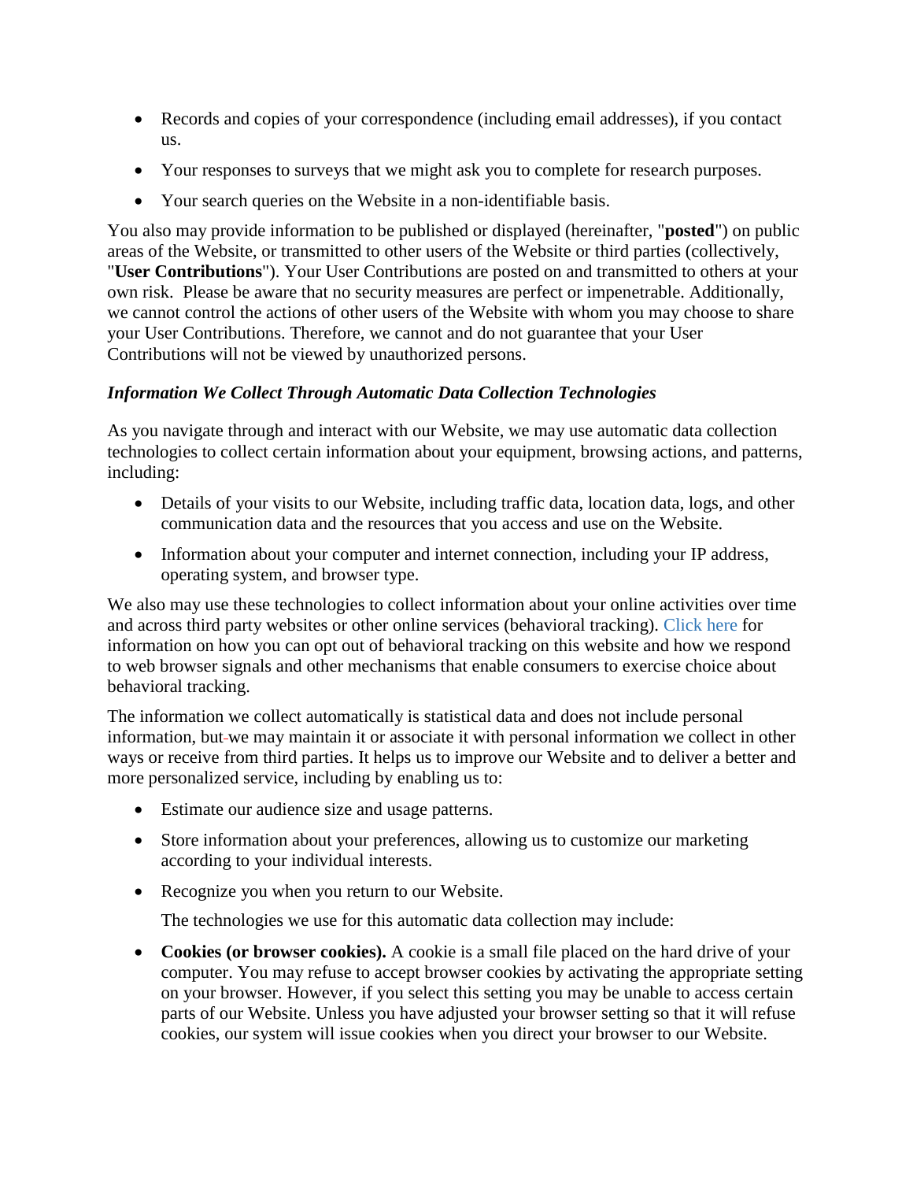- Records and copies of your correspondence (including email addresses), if you contact us.
- Your responses to surveys that we might ask you to complete for research purposes.
- Your search queries on the Website in a non-identifiable basis.

You also may provide information to be published or displayed (hereinafter, "**posted**") on public areas of the Website, or transmitted to other users of the Website or third parties (collectively, "**User Contributions**"). Your User Contributions are posted on and transmitted to others at your own risk. Please be aware that no security measures are perfect or impenetrable. Additionally, we cannot control the actions of other users of the Website with whom you may choose to share your User Contributions. Therefore, we cannot and do not guarantee that your User Contributions will not be viewed by unauthorized persons.

***Information We Collect Through Automatic Data Collection Technologies***

As you navigate through and interact with our Website, we may use automatic data collection technologies to collect certain information about your equipment, browsing actions, and patterns, including:

- Details of your visits to our Website, including traffic data, location data, logs, and other communication data and the resources that you access and use on the Website.
- Information about your computer and internet connection, including your IP address, operating system, and browser type.

We also may use these technologies to collect information about your online activities over time and across third party websites or other online services (behavioral tracking). Click here for information on how you can opt out of behavioral tracking on this website and how we respond to web browser signals and other mechanisms that enable consumers to exercise choice about behavioral tracking.

The information we collect automatically is statistical data and does not include personal information, but we may maintain it or associate it with personal information we collect in other ways or receive from third parties. It helps us to improve our Website and to deliver a better and more personalized service, including by enabling us to:

- Estimate our audience size and usage patterns.
- Store information about your preferences, allowing us to customize our marketing according to your individual interests.
- Recognize you when you return to our Website.

  The technologies we use for this automatic data collection may include:

- **Cookies (or browser cookies).** A cookie is a small file placed on the hard drive of your computer. You may refuse to accept browser cookies by activating the appropriate setting on your browser. However, if you select this setting you may be unable to access certain parts of our Website. Unless you have adjusted your browser setting so that it will refuse cookies, our system will issue cookies when you direct your browser to our Website.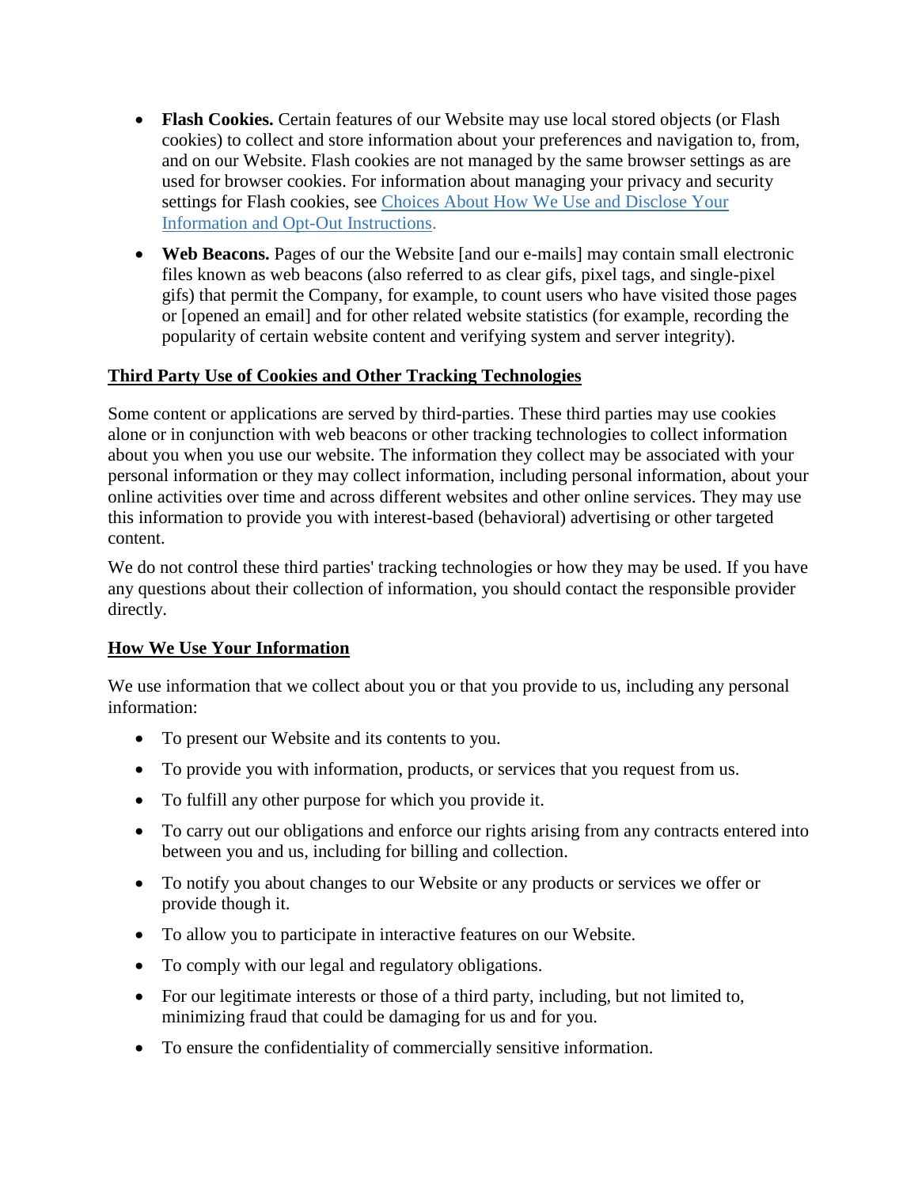- **Flash Cookies.** Certain features of our Website may use local stored objects (or Flash cookies) to collect and store information about your preferences and navigation to, from, and on our Website. Flash cookies are not managed by the same browser settings as are used for browser cookies. For information about managing your privacy and security settings for Flash cookies, see [Choices About How We Use and Disclose Your Information and Opt-Out Instructions.]()

- **Web Beacons.** Pages of our the Website [and our e-mails] may contain small electronic files known as web beacons (also referred to as clear gifs, pixel tags, and single-pixel gifs) that permit the Company, for example, to count users who have visited those pages or [opened an email] and for other related website statistics (for example, recording the popularity of certain website content and verifying system and server integrity).

**<u>Third Party Use of Cookies and Other Tracking Technologies</u>**

Some content or applications are served by third-parties. These third parties may use cookies alone or in conjunction with web beacons or other tracking technologies to collect information about you when you use our website. The information they collect may be associated with your personal information or they may collect information, including personal information, about your online activities over time and across different websites and other online services. They may use this information to provide you with interest-based (behavioral) advertising or other targeted content.

We do not control these third parties' tracking technologies or how they may be used. If you have any questions about their collection of information, you should contact the responsible provider directly.

**<u>How We Use Your Information</u>**

We use information that we collect about you or that you provide to us, including any personal information:

- To present our Website and its contents to you.
- To provide you with information, products, or services that you request from us.
- To fulfill any other purpose for which you provide it.
- To carry out our obligations and enforce our rights arising from any contracts entered into between you and us, including for billing and collection.
- To notify you about changes to our Website or any products or services we offer or provide though it.
- To allow you to participate in interactive features on our Website.
- To comply with our legal and regulatory obligations.
- For our legitimate interests or those of a third party, including, but not limited to, minimizing fraud that could be damaging for us and for you.
- To ensure the confidentiality of commercially sensitive information.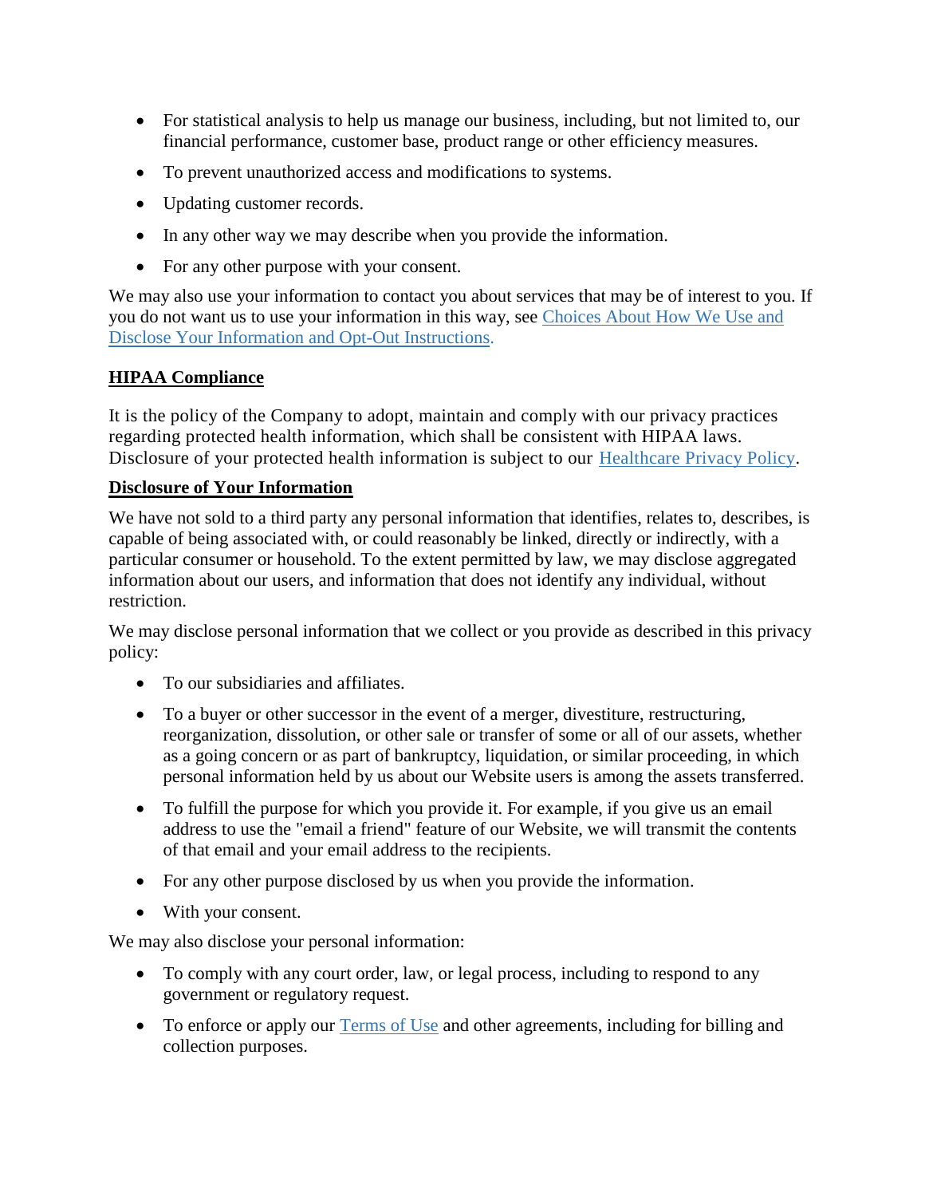- For statistical analysis to help us manage our business, including, but not limited to, our financial performance, customer base, product range or other efficiency measures.
- To prevent unauthorized access and modifications to systems.
- Updating customer records.
- In any other way we may describe when you provide the information.
- For any other purpose with your consent.

We may also use your information to contact you about services that may be of interest to you. If you do not want us to use your information in this way, see Choices About How We Use and Disclose Your Information and Opt-Out Instructions.

**HIPAA Compliance**

It is the policy of the Company to adopt, maintain and comply with our privacy practices regarding protected health information, which shall be consistent with HIPAA laws. Disclosure of your protected health information is subject to our Healthcare Privacy Policy.

**Disclosure of Your Information**

We have not sold to a third party any personal information that identifies, relates to, describes, is capable of being associated with, or could reasonably be linked, directly or indirectly, with a particular consumer or household. To the extent permitted by law, we may disclose aggregated information about our users, and information that does not identify any individual, without restriction.

We may disclose personal information that we collect or you provide as described in this privacy policy:

- To our subsidiaries and affiliates.
- To a buyer or other successor in the event of a merger, divestiture, restructuring, reorganization, dissolution, or other sale or transfer of some or all of our assets, whether as a going concern or as part of bankruptcy, liquidation, or similar proceeding, in which personal information held by us about our Website users is among the assets transferred.
- To fulfill the purpose for which you provide it. For example, if you give us an email address to use the "email a friend" feature of our Website, we will transmit the contents of that email and your email address to the recipients.
- For any other purpose disclosed by us when you provide the information.
- With your consent.

We may also disclose your personal information:

- To comply with any court order, law, or legal process, including to respond to any government or regulatory request.
- To enforce or apply our Terms of Use and other agreements, including for billing and collection purposes.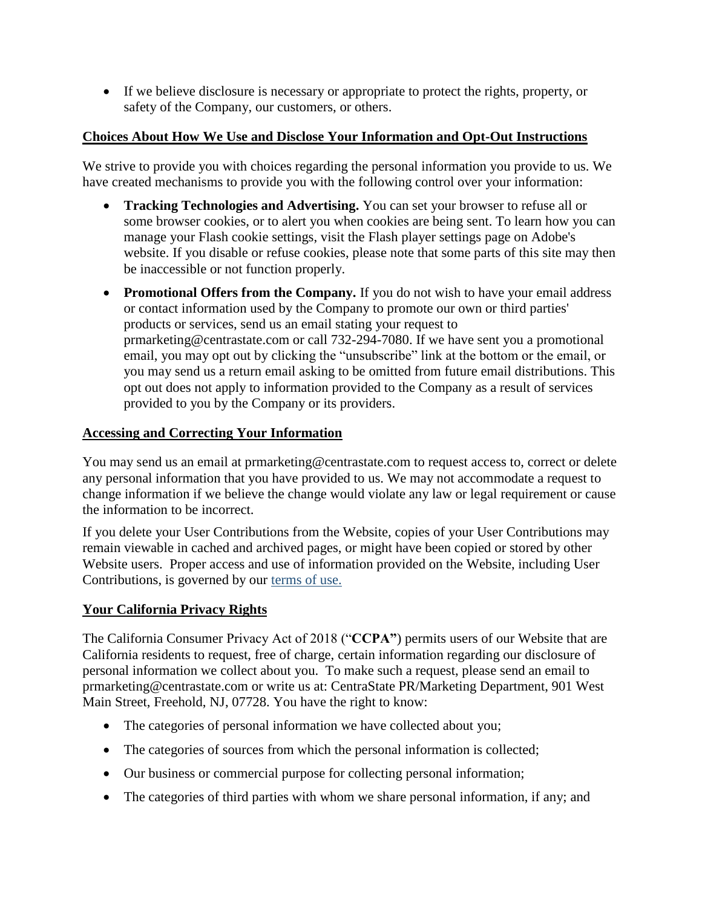- If we believe disclosure is necessary or appropriate to protect the rights, property, or safety of the Company, our customers, or others.

## Choices About How We Use and Disclose Your Information and Opt-Out Instructions

We strive to provide you with choices regarding the personal information you provide to us. We have created mechanisms to provide you with the following control over your information:

- **Tracking Technologies and Advertising.** You can set your browser to refuse all or some browser cookies, or to alert you when cookies are being sent. To learn how you can manage your Flash cookie settings, visit the Flash player settings page on Adobe's website. If you disable or refuse cookies, please note that some parts of this site may then be inaccessible or not function properly.
- **Promotional Offers from the Company.** If you do not wish to have your email address or contact information used by the Company to promote our own or third parties' products or services, send us an email stating your request to prmarketing@centrastate.com or call 732-294-7080. If we have sent you a promotional email, you may opt out by clicking the "unsubscribe" link at the bottom or the email, or you may send us a return email asking to be omitted from future email distributions. This opt out does not apply to information provided to the Company as a result of services provided to you by the Company or its providers.

## Accessing and Correcting Your Information

You may send us an email at prmarketing@centrastate.com to request access to, correct or delete any personal information that you have provided to us. We may not accommodate a request to change information if we believe the change would violate any law or legal requirement or cause the information to be incorrect.

If you delete your User Contributions from the Website, copies of your User Contributions may remain viewable in cached and archived pages, or might have been copied or stored by other Website users. Proper access and use of information provided on the Website, including User Contributions, is governed by our terms of use.

## Your California Privacy Rights

The California Consumer Privacy Act of 2018 ("**CCPA"**) permits users of our Website that are California residents to request, free of charge, certain information regarding our disclosure of personal information we collect about you. To make such a request, please send an email to prmarketing@centrastate.com or write us at: CentraState PR/Marketing Department, 901 West Main Street, Freehold, NJ, 07728. You have the right to know:

- The categories of personal information we have collected about you;
- The categories of sources from which the personal information is collected;
- Our business or commercial purpose for collecting personal information;
- The categories of third parties with whom we share personal information, if any; and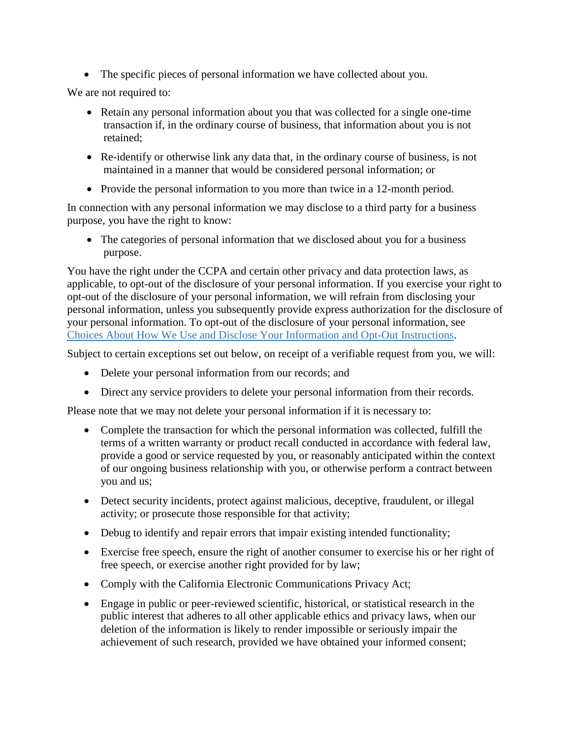- The specific pieces of personal information we have collected about you.

We are not required to:

- Retain any personal information about you that was collected for a single one-time transaction if, in the ordinary course of business, that information about you is not retained;
- Re-identify or otherwise link any data that, in the ordinary course of business, is not maintained in a manner that would be considered personal information; or
- Provide the personal information to you more than twice in a 12-month period.

In connection with any personal information we may disclose to a third party for a business purpose, you have the right to know:

- The categories of personal information that we disclosed about you for a business purpose.

You have the right under the CCPA and certain other privacy and data protection laws, as applicable, to opt-out of the disclosure of your personal information. If you exercise your right to opt-out of the disclosure of your personal information, we will refrain from disclosing your personal information, unless you subsequently provide express authorization for the disclosure of your personal information. To opt-out of the disclosure of your personal information, see Choices About How We Use and Disclose Your Information and Opt-Out Instructions.

Subject to certain exceptions set out below, on receipt of a verifiable request from you, we will:

- Delete your personal information from our records; and
- Direct any service providers to delete your personal information from their records.

Please note that we may not delete your personal information if it is necessary to:

- Complete the transaction for which the personal information was collected, fulfill the terms of a written warranty or product recall conducted in accordance with federal law, provide a good or service requested by you, or reasonably anticipated within the context of our ongoing business relationship with you, or otherwise perform a contract between you and us;
- Detect security incidents, protect against malicious, deceptive, fraudulent, or illegal activity; or prosecute those responsible for that activity;
- Debug to identify and repair errors that impair existing intended functionality;
- Exercise free speech, ensure the right of another consumer to exercise his or her right of free speech, or exercise another right provided for by law;
- Comply with the California Electronic Communications Privacy Act;
- Engage in public or peer-reviewed scientific, historical, or statistical research in the public interest that adheres to all other applicable ethics and privacy laws, when our deletion of the information is likely to render impossible or seriously impair the achievement of such research, provided we have obtained your informed consent;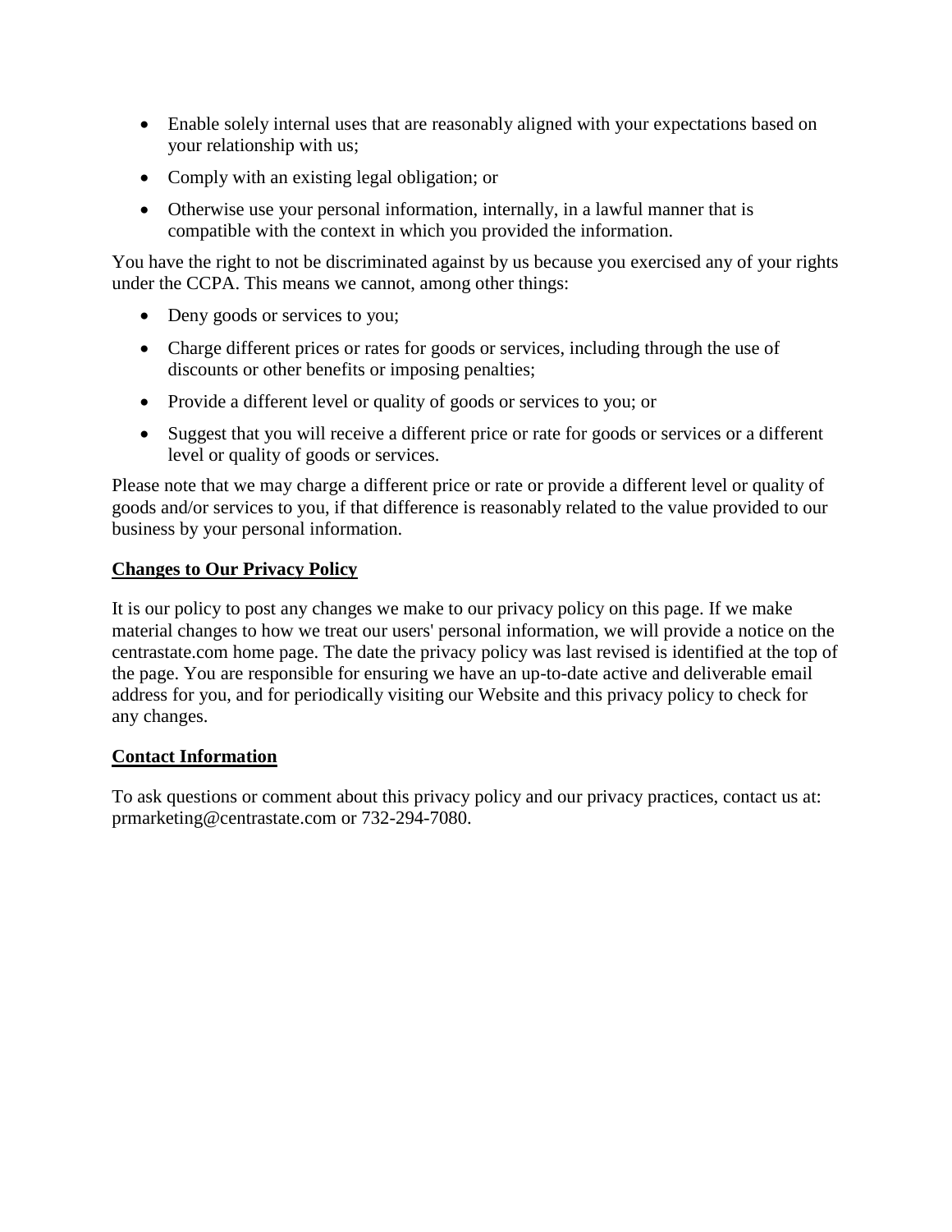- Enable solely internal uses that are reasonably aligned with your expectations based on your relationship with us;
- Comply with an existing legal obligation; or
- Otherwise use your personal information, internally, in a lawful manner that is compatible with the context in which you provided the information.

You have the right to not be discriminated against by us because you exercised any of your rights under the CCPA. This means we cannot, among other things:

- Deny goods or services to you;
- Charge different prices or rates for goods or services, including through the use of discounts or other benefits or imposing penalties;
- Provide a different level or quality of goods or services to you; or
- Suggest that you will receive a different price or rate for goods or services or a different level or quality of goods or services.

Please note that we may charge a different price or rate or provide a different level or quality of goods and/or services to you, if that difference is reasonably related to the value provided to our business by your personal information.

**Changes to Our Privacy Policy**

It is our policy to post any changes we make to our privacy policy on this page. If we make material changes to how we treat our users' personal information, we will provide a notice on the centrastate.com home page. The date the privacy policy was last revised is identified at the top of the page. You are responsible for ensuring we have an up-to-date active and deliverable email address for you, and for periodically visiting our Website and this privacy policy to check for any changes.

**Contact Information**

To ask questions or comment about this privacy policy and our privacy practices, contact us at: prmarketing@centrastate.com or 732-294-7080.